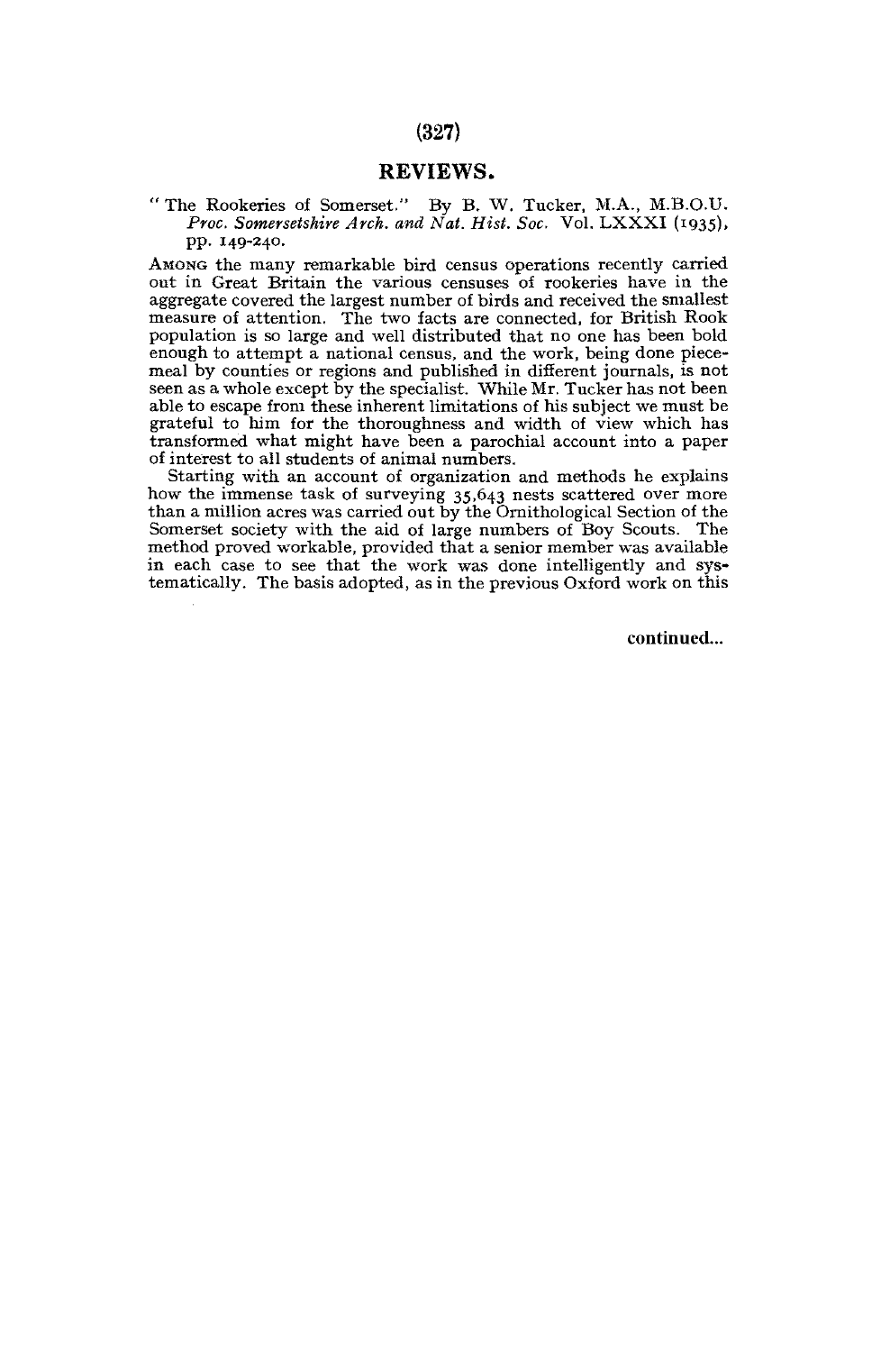## REVIEWS.

"The Rookeries of Somerset." By B. W. Tucker, M.A., M.B.O.U. *Proc. Somersetshire Arch. and Nat. Hist. Soc.* Vol. LXXXI (1935), pp. 149-240.

AMONG the many remarkable bird census operations recently carried out in Great Britain the various censuses of rookeries have in the aggregate covered the largest number of birds and received the smallest measure of attention. The two facts are connected, for British Rook population is so large and well distributed that no one has been bold enough to attempt a national census, and the work, being done piecemeal by counties or regions and published in different journals, is not seen as a whole except by the specialist. While Mr. Tucker has not been able to escape from these inherent limitations of his subject we must be grateful to him for the thoroughness and width of view which has transformed what might have been a parochial account into a paper of interest to all students of animal numbers.

Starting with an account of organization and methods he explains how the immense task of surveying 35,643 nests scattered over more than a million acres was carried out by the Ornithological Section of the Somerset society with the aid of large numbers of Boy Scouts. The method proved workable, provided that a senior member was available in each case to see that the work was done intelligently and systematically. The basis adopted, as in the previous Oxford work on this

continued...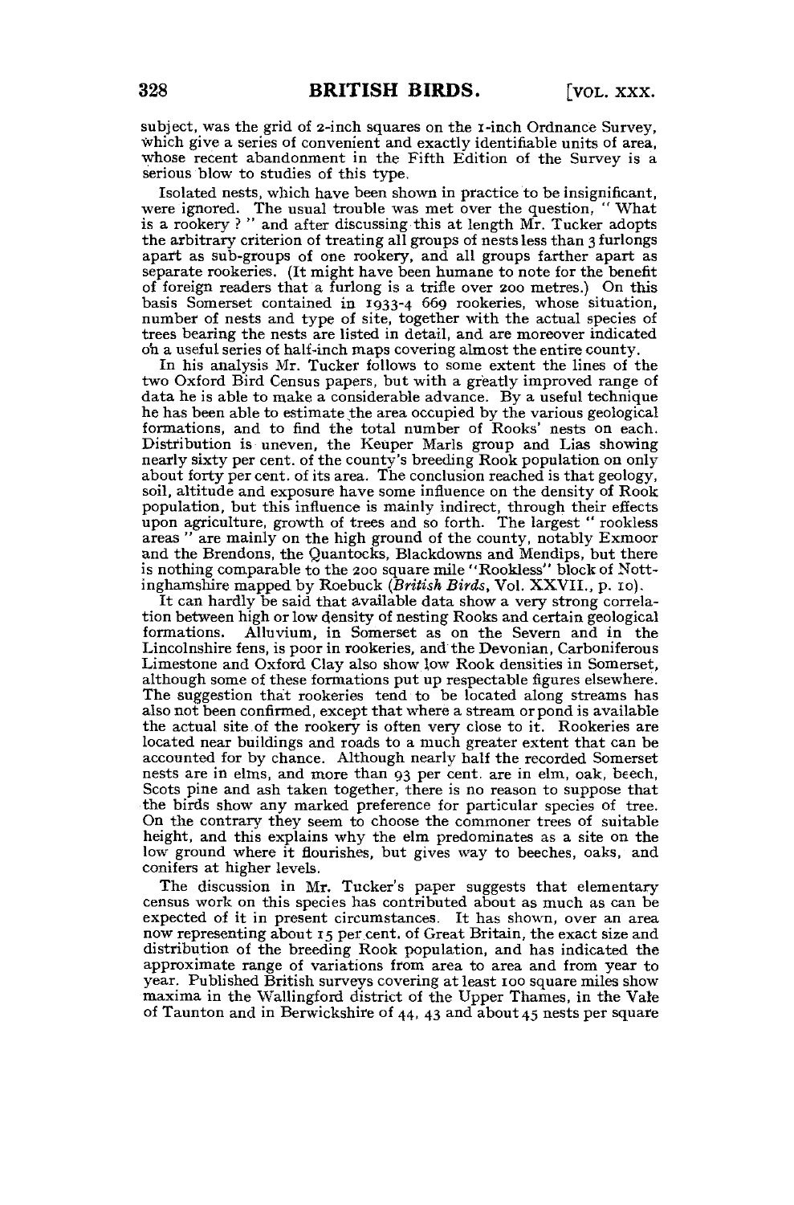subject, was the grid of 2-inch squares on the 1-inch Ordnance Survey, which give a series of convenient and exactly identifiable units of area, whose recent abandonment in the Fifth Edition of the Survey is a serious blow to studies of this type.

Isolated nests, which have been shown in practice to be insignificant, were ignored. The usual trouble was met over the question, "What is a rookery?" and after discussing this at length Mr. Tucker adopts the arbitrary criterion of treating all groups of nests less than 3 furlongs apart as sub-groups of one rookery, and all groups farther apart as separate rookeries. (It might have been humane to note for the benefit of foreign readers that a furlong is a trifle over 200 metres.) On this basis Somerset contained in 1933-4 669 rookeries, whose situation, number of nests and type of site, together with the actual species of trees bearing the nests are listed in detail, and are moreover indicated on a useful series of half-inch maps covering almost the entire county.

In his analysis Mr. Tucker follows to some extent the lines of the two Oxford Bird Census papers, but with a greatly improved range of data he is able to make a considerable advance. By a useful technique he has been able to estimate the area occupied by the various geological formations, and to find the total number of Rooks' nests on each. Distribution is uneven, the Keuper Marls group and Lias showing nearly sixty per cent. of the county's breeding Rook population on only about forty per cent. of its area. The conclusion reached is that geology, soil, altitude and exposure have some influence on the density of Rook population, but this influence is mainly indirect, through their effects upon agriculture, growth of trees and so forth. The largest "rookless areas" are mainly on the high ground of the county, notably Exmoor and the Brendons, the Quantocks, Blackdowns and Mendips, but there is nothing comparable to the 200 square mile "Rookless" block of Nottinghamshire mapped by Roebuck (*British Birds*, Vol. XXVII., p. 10).

It can hardly be said that available data show a very strong correlation between high or low density of nesting Rooks and certain geological formations. Alluvium, in Somerset as on the Severn and in the Lincolnshire fens, is poor in rookeries, and the Devonian, Carboniferous Limestone and Oxford Clay also show low Rook densities in Somerset, although some of these formations put up respectable figures elsewhere. The suggestion that rookeries tend to be located along streams has also not been confirmed, except that where a stream or pond is available the actual site of the rookery is often very close to it. Rookeries are located near buildings and roads to a much greater extent that can be accounted for by chance. Although nearly half the recorded Somerset nests are in elms, and more than 93 per cent. are in elm, oak, beech, Scots pine and ash taken together, there is no reason to suppose that the birds show any marked preference for particular species of tree. On the contrary they seem to choose the commoner trees of suitable height, and this explains why the elm predominates as a site on the low ground where it flourishes, but gives way to beeches, oaks, and conifers at higher levels.

The discussion in Mr. Tucker's paper suggests that elementary census work on this species has contributed about as much as can be expected of it in present circumstances. It has shown, over an area now representing about 15 per cent. of Great Britain, the exact size and distribution of the breeding Rook population, and has indicated the approximate range of variations from area to area and from year to year. Published British surveys covering at least 100 square miles show maxima in the Wallingford district of the Upper Thames, in the Vale of Taunton and in Berwickshire of 44, 43 and about 45 nests per square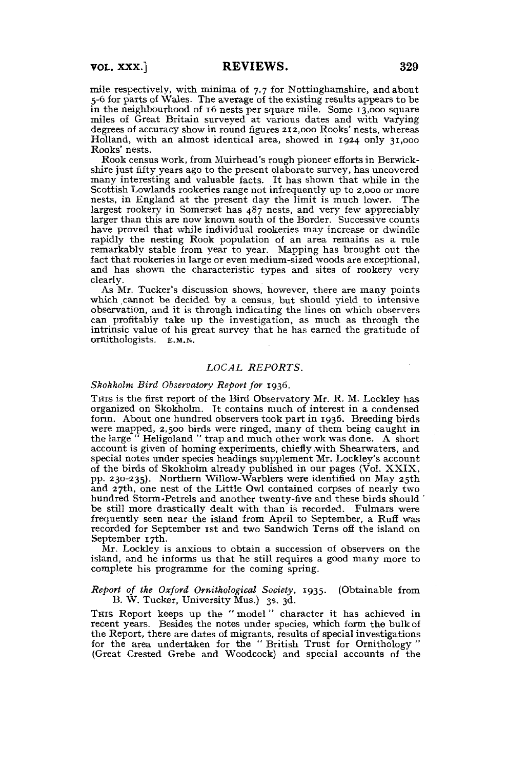mile respectively, with minima of 7.7 for Nottinghamshire, and about 5-6 for parts of Wales. The average of the existing results appears to be in the neighbourhood of 16 nests per square mile. Some 13,000 square miles of Great Britain surveyed at various dates and with varying degrees of accuracy show in round figures 212,000 Rooks' nests, whereas Holland, with an almost identical area, showed in 1924 only 31,000 Rooks' nests.

Rook census work, from Muirhead's rough pioneer efforts in Berwickshire just fifty years ago to the present elaborate survey, has uncovered many interesting and valuable facts. It has shown that while in the Scottish Lowlands rookeries range not infrequently up to 2,000 or more nests, in England at the present day the limit is much lower. The largest rookery in Somerset has 487 nests, and very few appreciably larger than this are now known south of the Border. Successive counts have proved that while individual rookeries may increase or dwindle rapidly the nesting Rook population of an area remains as a rule remarkably stable from year to year. Mapping has brought out the fact that rookeries in large or even medium-sized woods are exceptional, and has shown the characteristic types and sites of rookery very clearly.

As Mr. Tucker's discussion shows, however, there are many points which cannot be decided by a census, but should yield to intensive observation, and it is through indicating the lines on which observers can profitably take up the investigation, as much as through the intrinsic value of his great survey that he has earned the gratitude of ornithologists. E.M.N.

## *LOCAL REPORTS.*

*Skokholm Bird Observatory Report for* 1936.

This is the first report of the Bird Observatory Mr. R. M. Lockley has organized on Skokholm. It contains much of interest in a condensed form. About one hundred observers took part in 1936. Breeding birds were mapped, 2,500 birds were ringed, many of them being caught in the large " Heligoland " trap and much other work was done. A short account is given of homing experiments, chiefly with Shearwaters, and special notes under species headings supplement Mr. Lockley's account of the birds of Skokholm already published in our pages (Vol. XXIX, pp. 230-235). Northern Willow-Warblers were identified on May 25th and 27th, one nest of the Little Owl contained corpses of nearly two hundred Storm-Petrels and another twenty-five and these birds should be still more drastically dealt with than is recorded. Fulmars were frequently seen near the island from April to September, a Ruff was recorded for September 1st and two Sandwich Terns off the island on September 17th.

Mr. Lockley is anxious to obtain a succession of observers on the island, and he informs us that he still requires a good many more to complete his programme for the coming spring.

*Report of the Oxford Ornithological Society,* 1935. (Obtainable from B. W. Tucker, University Mus.) 3s. 3d.

This Report keeps up the " model " character it has achieved in recent years. Besides the notes under species, which form the bulk of the Report, there are dates of migrants, results of special investigations for the area undertaken for the " British Trust for Ornithology " (Great Crested Grebe and Woodcock) and special accounts of the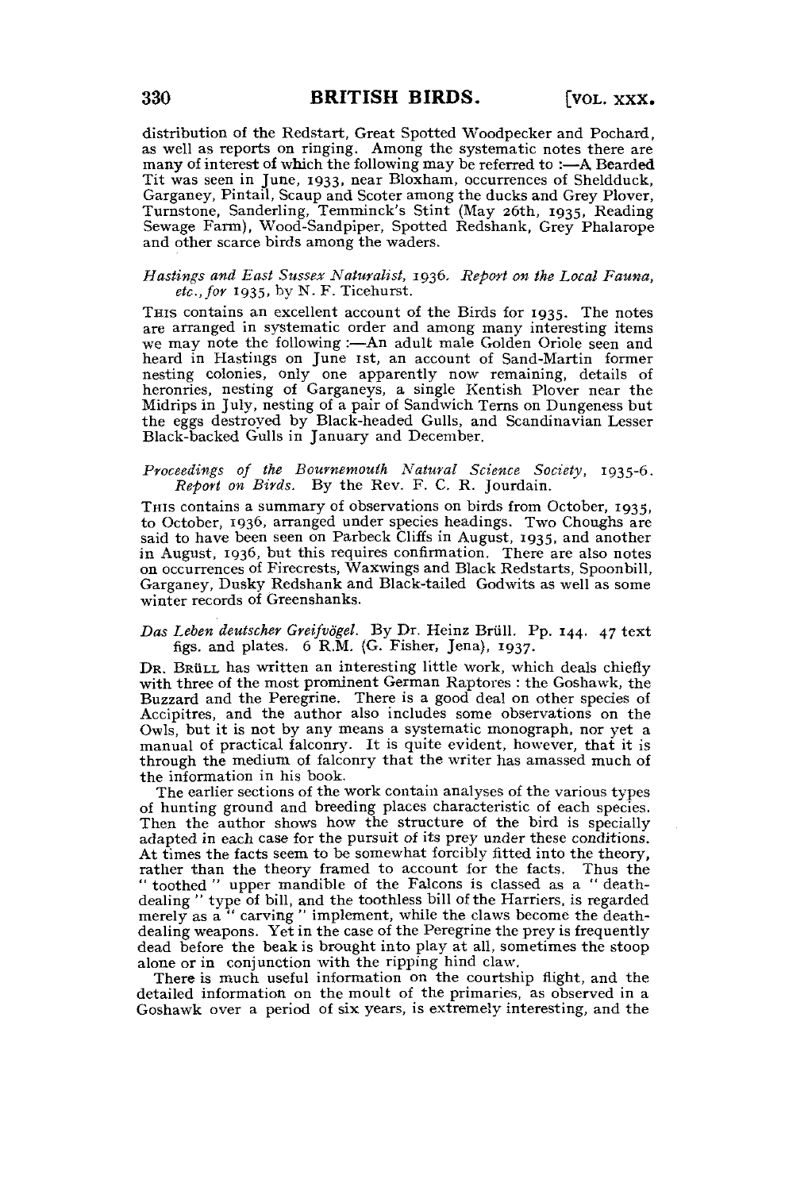distribution of the Redstart, Great Spotted Woodpecker and Pochard, as well as reports on ringing. Among the systematic notes there are many of interest of which the following may be referred to :—A Bearded Tit was seen in June, 1933, near Bloxham, occurrences of Sheldduck, Garganey, Pintail, Scaup and Scoter among the ducks and Grey Plover, Turnstone, Sanderling, Temminck's Stint (May 26th, 1935, Reading Sewage Farm), Wood-Sandpiper, Spotted Redshank, Grey Phalarope and other scarce birds among the waders.

*Hastings and East Sussex Naturalist*, 1936. *Report on the Local Fauna, etc., for* 1935, by N. F. Ticehurst.

THIS contains an excellent account of the Birds for 1935. The notes are arranged in systematic order and among many interesting items we may note the following :—An adult male Golden Oriole seen and heard in Hastings on June 1st, an account of Sand-Martin former nesting colonies, only one apparently now remaining, details of heronries, nesting of Garganeys, a single Kentish Plover near the Midrips in July, nesting of a pair of Sandwich Terns on Dungeness but the eggs destroyed by Black-headed Gulls, and Scandinavian Lesser Black-backed Gulls in January and December.

*Proceedings of the Bournemouth Natural Science Society*, 1935-6. *Report on Birds.* By the Rev. F. C. R. Jourdain.

THIS contains a summary of observations on birds from October, 1935, to October, 1936, arranged under species headings. Two Choughs are said to have been seen on Parbeck Cliffs in August, 1935, and another in August, 1936, but this requires confirmation. There are also notes on occurrences of Firecrests, Waxwings and Black Redstarts, Spoonbill, Garganey, Dusky Redshank and Black-tailed Godwits as well as some winter records of Greenshanks.

*Das Leben deutscher Greifvögel.* By Dr. Heinz Brüll. Pp. 144. 47 text figs. and plates. 6 R.M. (G. Fisher, Jena), 1937.

DR. BRÜLL has written an interesting little work, which deals chiefly with three of the most prominent German Raptores : the Goshawk, the Buzzard and the Peregrine. There is a good deal on other species of Accipitres, and the author also includes some observations on the Owls, but it is not by any means a systematic monograph, nor yet a manual of practical falconry. It is quite evident, however, that it is through the medium of falconry that the writer has amassed much of the information in his book.

The earlier sections of the work contain analyses of the various types of hunting ground and breeding places characteristic of each species. Then the author shows how the structure of the bird is specially adapted in each case for the pursuit of its prey under these conditions. At times the facts seem to be somewhat forcibly fitted into the theory, rather than the theory framed to account for the facts. Thus the "toothed" upper mandible of the Falcons is classed as a "death-dealing" type of bill, and the toothless bill of the Harriers, is regarded merely as a "carving" implement, while the claws become the death-dealing weapons. Yet in the case of the Peregrine the prey is frequently dead before the beak is brought into play at all, sometimes the stoop alone or in conjunction with the ripping hind claw.

There is much useful information on the courtship flight, and the detailed information on the moult of the primaries, as observed in a Goshawk over a period of six years, is extremely interesting, and the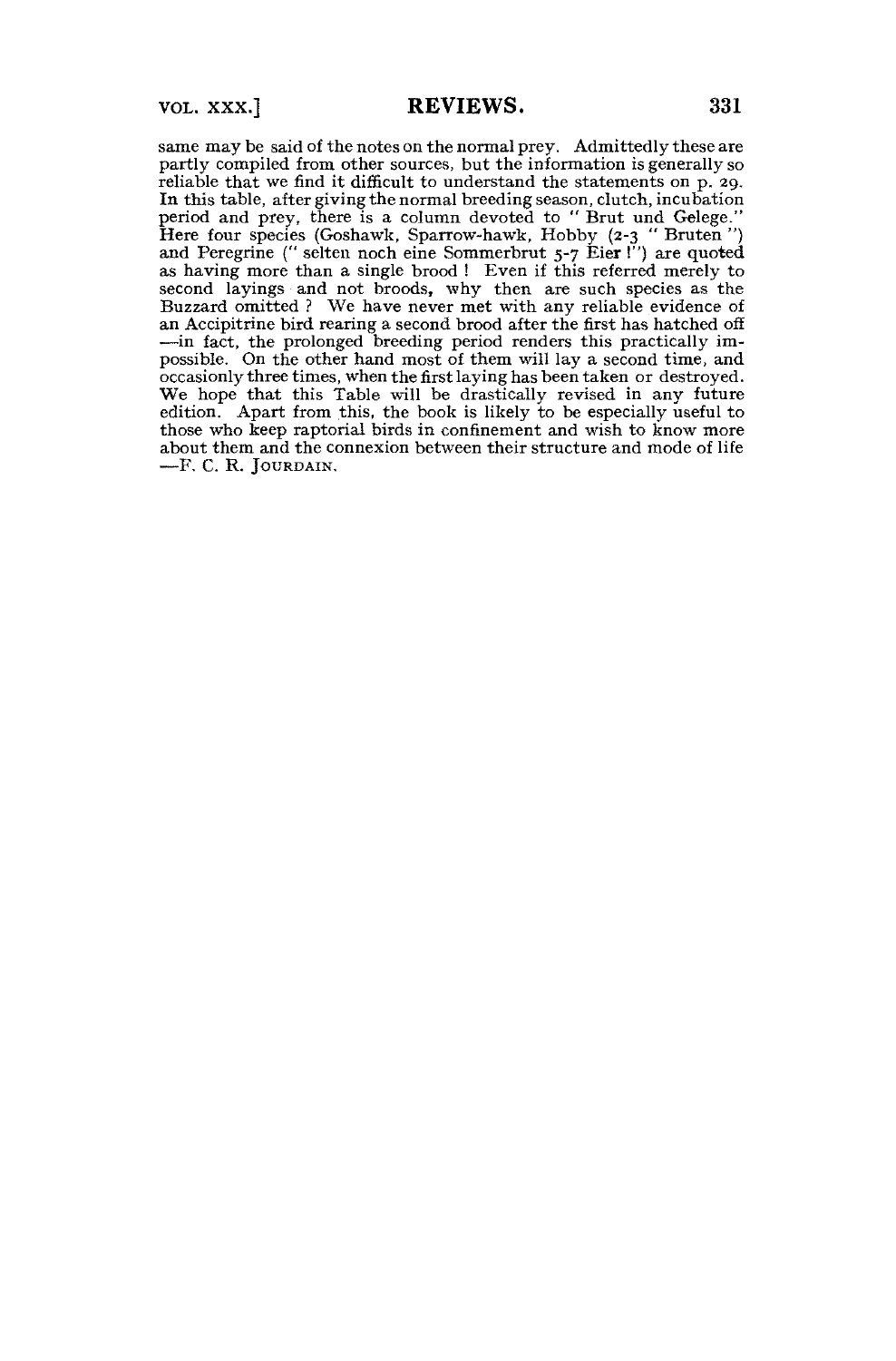same may be said of the notes on the normal prey. Admittedly these are partly compiled from other sources, but the information is generally so reliable that we find it difficult to understand the statements on p. 29. In this table, after giving the normal breeding season, clutch, incubation period and prey, there is a column devoted to " Brut und Gelege." Here four species (Goshawk, Sparrow-hawk, Hobby (2-3 " Bruten ") and Peregrine (" selten noch eine Sommerbrut 5-7 Eier !") are quoted as having more than a single brood ! Even if this referred merely to second layings and not broods, why then are such species as the Buzzard omitted ? We have never met with any reliable evidence of an Accipitrine bird rearing a second brood after the first has hatched off —in fact, the prolonged breeding period renders this practically impossible. On the other hand most of them will lay a second time, and occasionly three times, when the first laying has been taken or destroyed. We hope that this Table will be drastically revised in any future edition. Apart from this, the book is likely to be especially useful to those who keep raptorial birds in confinement and wish to know more about them and the connexion between their structure and mode of life —F. C. R. JOURDAIN.